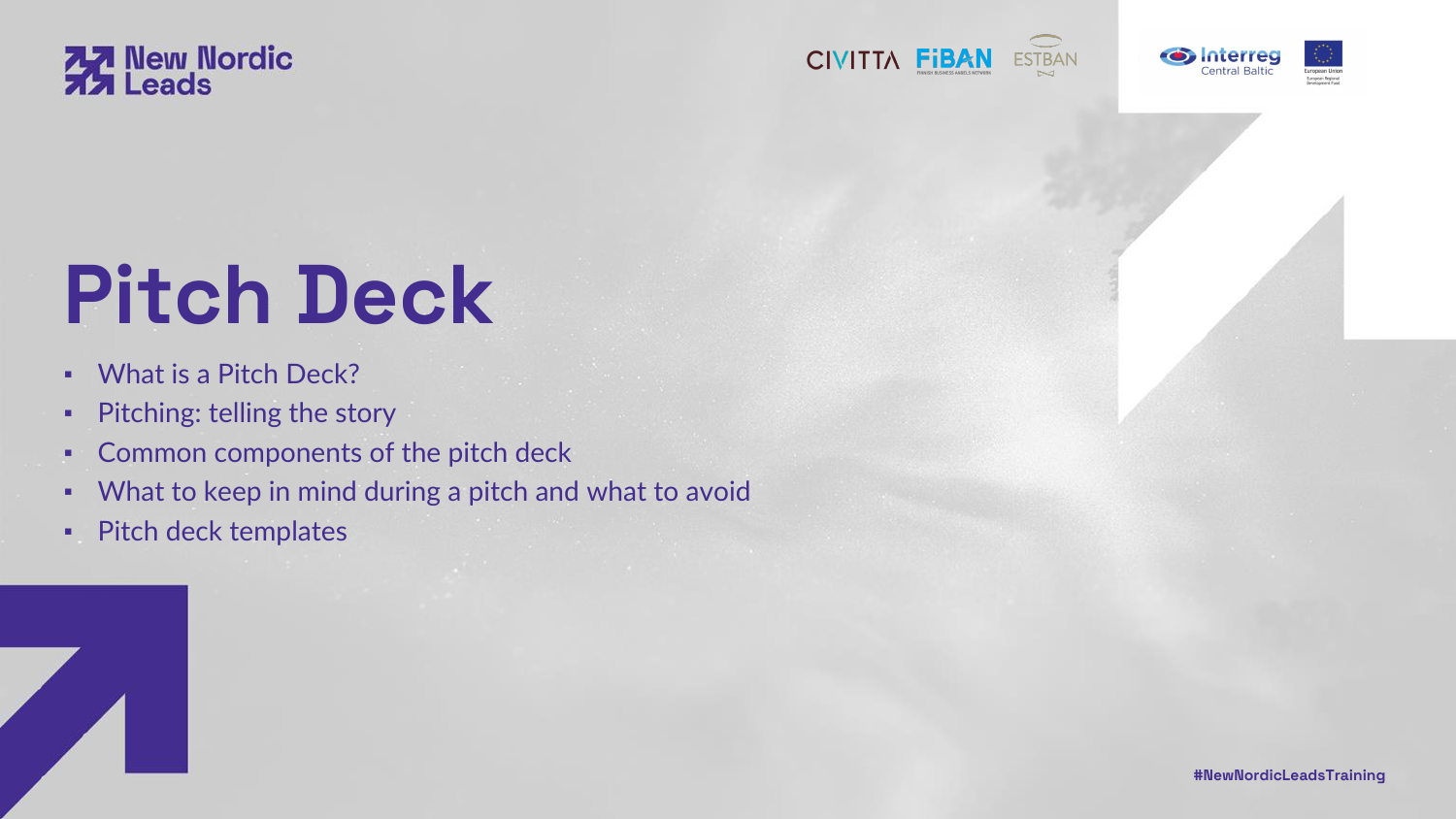# Pitch Deck

- What is a Pitch Deck?
- Pitching: telling the story
- Common components of the pitch deck
- What to keep in mind during a pitch and what to avoid
- Pitch deck templates

#NewNordicLeadsTraining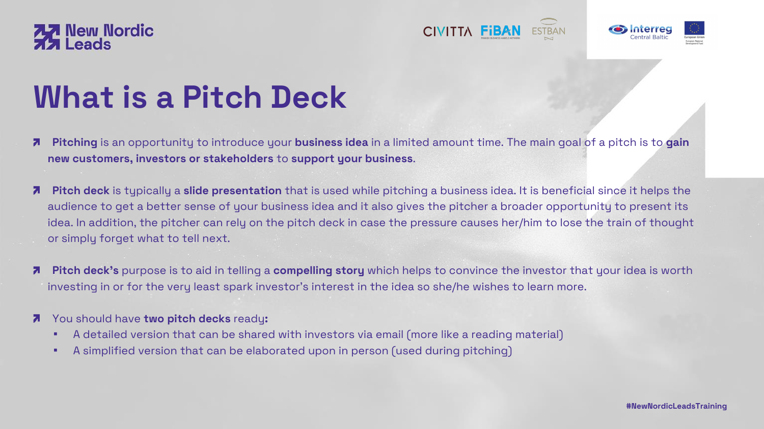# What is a Pitch Deck

- **Pitching** is an opportunity to introduce your **business idea** in a limited amount time. The main goal of a pitch is to **gain new customers, investors or stakeholders** to **support your business**.

- **Pitch deck** is typically a **slide presentation** that is used while pitching a business idea. It is beneficial since it helps the audience to get a better sense of your business idea and it also gives the pitcher a broader opportunity to present its idea. In addition, the pitcher can rely on the pitch deck in case the pressure causes her/him to lose the train of thought or simply forget what to tell next.

- **Pitch deck's** purpose is to aid in telling a **compelling story** which helps to convince the investor that your idea is worth investing in or for the very least spark investor's interest in the idea so she/he wishes to learn more.

- You should have **two pitch decks** ready**:**
  - A detailed version that can be shared with investors via email (more like a reading material)
  - A simplified version that can be elaborated upon in person (used during pitching)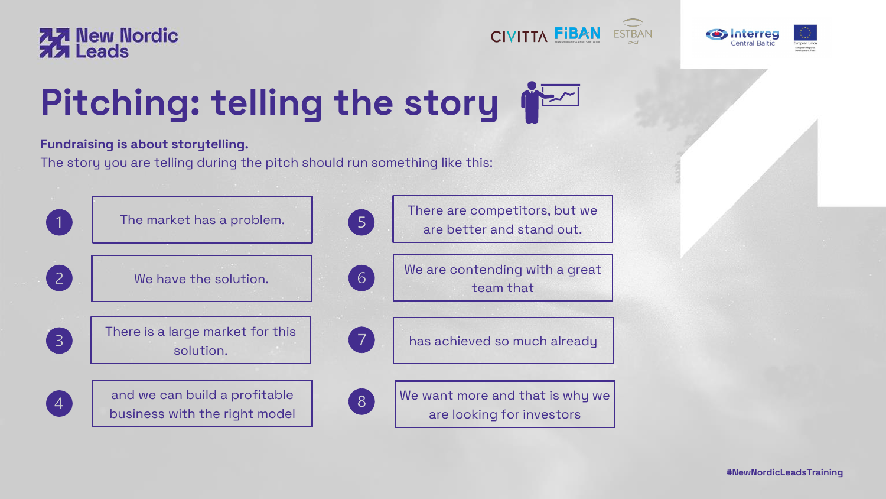# Pitching: telling the story

**Fundraising is about storytelling.**

The story you are telling during the pitch should run something like this:

1. The market has a problem.
2. We have the solution.
3. There is a large market for this solution.
4. and we can build a profitable business with the right model
5. There are competitors, but we are better and stand out.
6. We are contending with a great team that
7. has achieved so much already
8. We want more and that is why we are looking for investors

#NewNordicLeadsTraining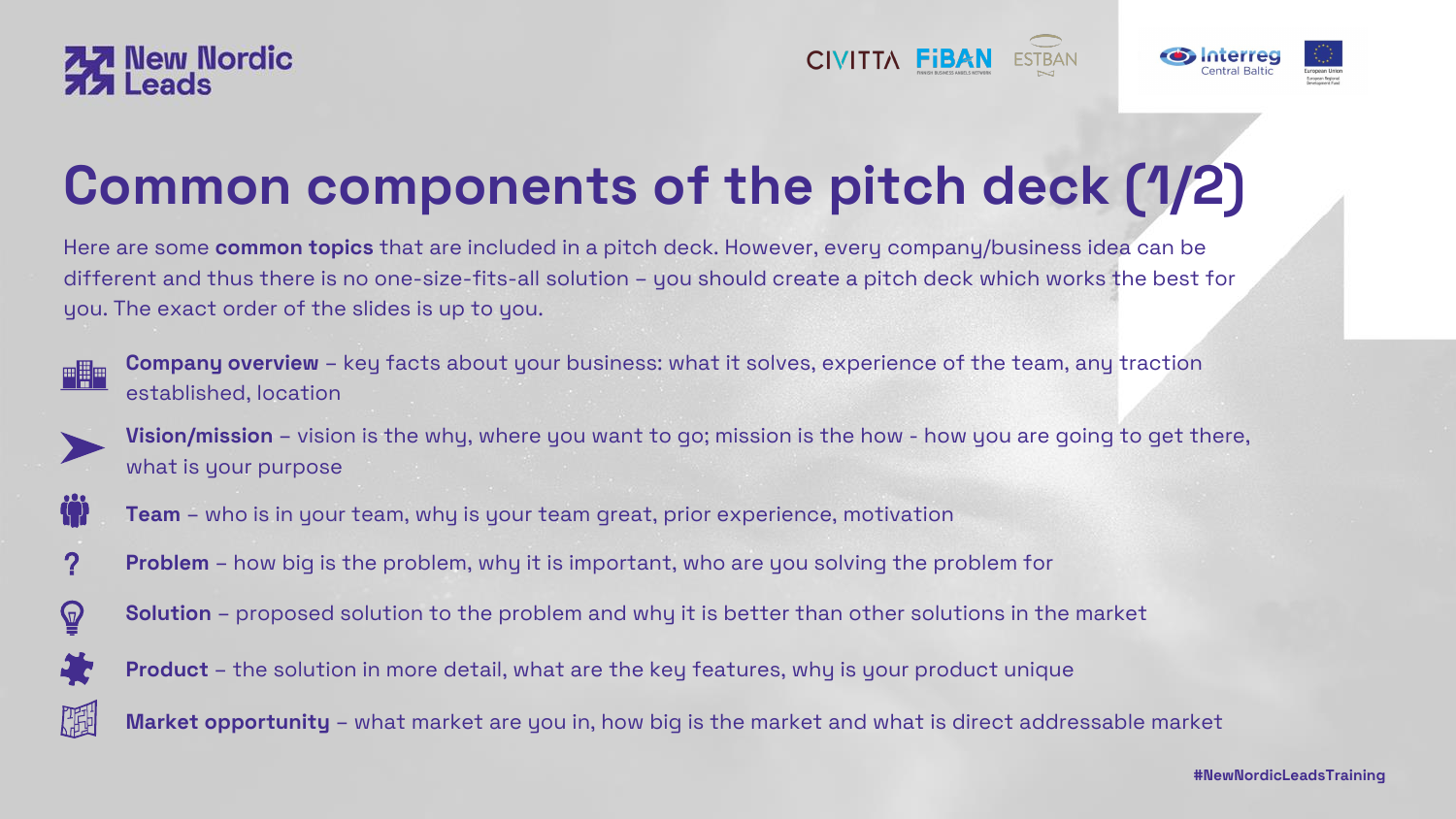# Common components of the pitch deck (1/2)

Here are some **common topics** that are included in a pitch deck. However, every company/business idea can be different and thus there is no one-size-fits-all solution – you should create a pitch deck which works the best for you. The exact order of the slides is up to you.

- **Company overview** – key facts about your business: what it solves, experience of the team, any traction established, location
- **Vision/mission** – vision is the why, where you want to go; mission is the how - how you are going to get there, what is your purpose
- **Team** – who is in your team, why is your team great, prior experience, motivation
- **Problem** – how big is the problem, why it is important, who are you solving the problem for
- **Solution** – proposed solution to the problem and why it is better than other solutions in the market
- **Product** – the solution in more detail, what are the key features, why is your product unique
- **Market opportunity** – what market are you in, how big is the market and what is direct addressable market

#NewNordicLeadsTraining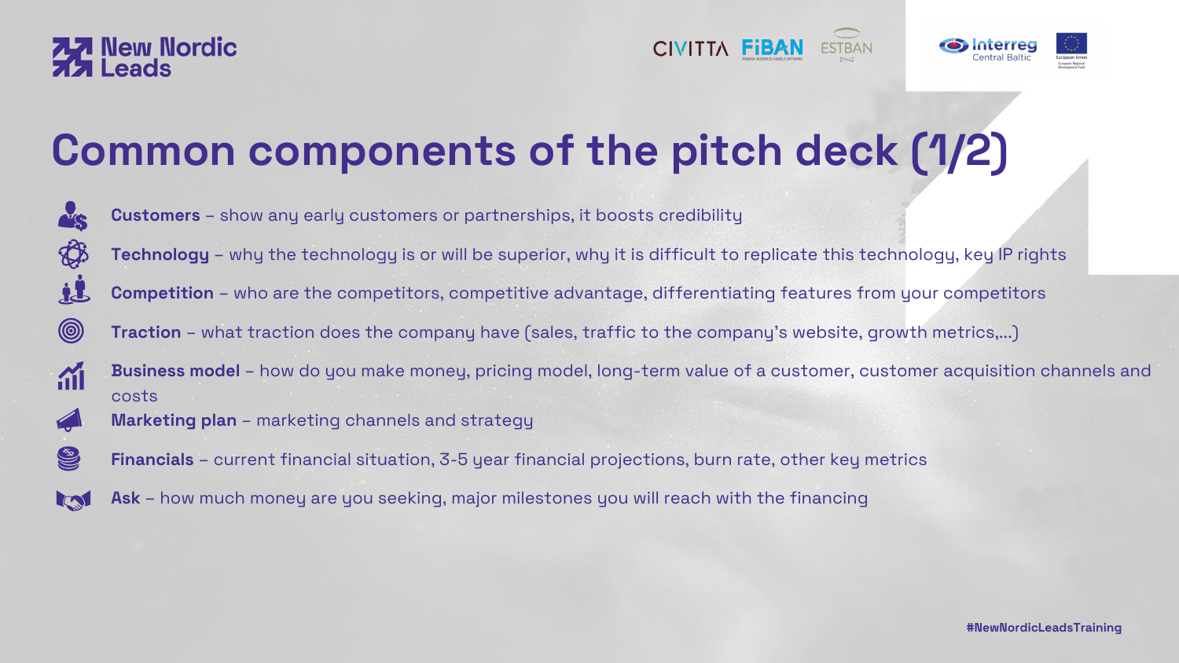# Common components of the pitch deck (1/2)

- **Customers** – show any early customers or partnerships, it boosts credibility
- **Technology** – why the technology is or will be superior, why it is difficult to replicate this technology, key IP rights
- **Competition** – who are the competitors, competitive advantage, differentiating features from your competitors
- **Traction** – what traction does the company have (sales, traffic to the company's website, growth metrics,...)
- **Business model** – how do you make money, pricing model, long-term value of a customer, customer acquisition channels and costs
- **Marketing plan** – marketing channels and strategy
- **Financials** – current financial situation, 3-5 year financial projections, burn rate, other key metrics
- **Ask** – how much money are you seeking, major milestones you will reach with the financing

#NewNordicLeadsTraining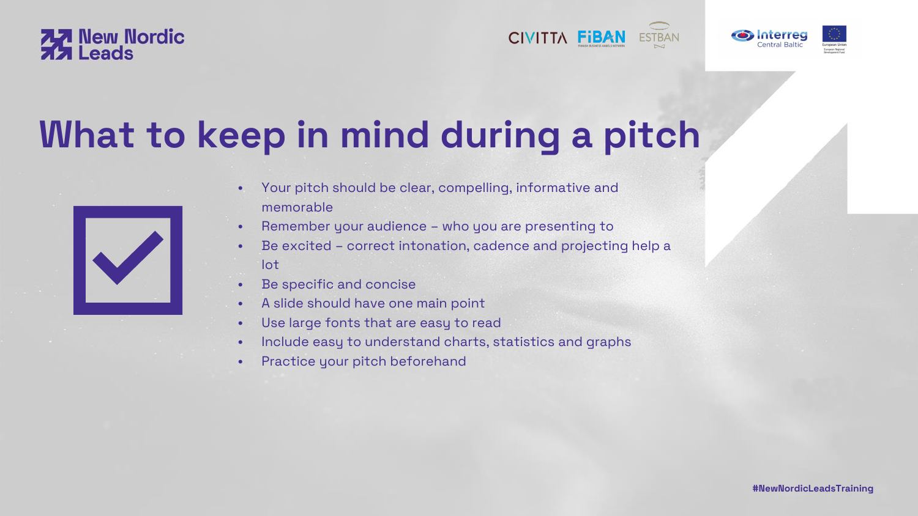# What to keep in mind during a pitch

- Your pitch should be clear, compelling, informative and memorable
- Remember your audience – who you are presenting to
- Be excited – correct intonation, cadence and projecting help a lot
- Be specific and concise
- A slide should have one main point
- Use large fonts that are easy to read
- Include easy to understand charts, statistics and graphs
- Practice your pitch beforehand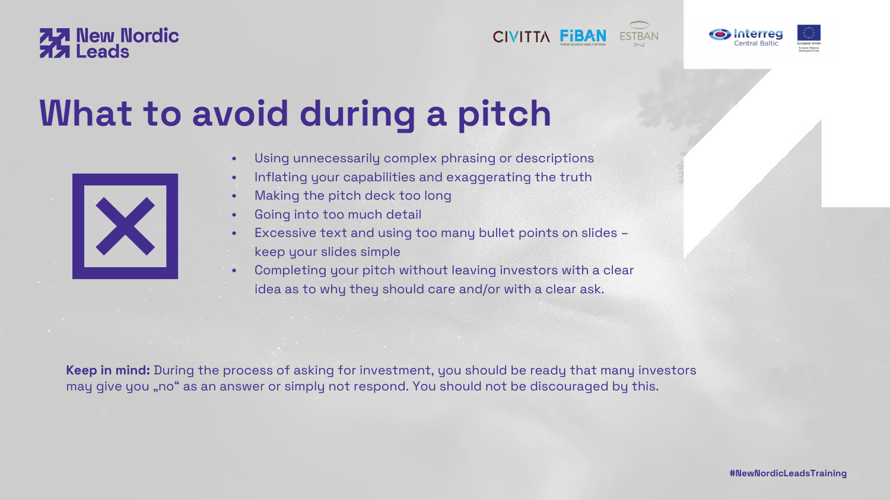# What to avoid during a pitch

- Using unnecessarily complex phrasing or descriptions
- Inflating your capabilities and exaggerating the truth
- Making the pitch deck too long
- Going into too much detail
- Excessive text and using too many bullet points on slides – keep your slides simple
- Completing your pitch without leaving investors with a clear idea as to why they should care and/or with a clear ask.

**Keep in mind:** During the process of asking for investment, you should be ready that many investors may give you „no“ as an answer or simply not respond. You should not be discouraged by this.

#NewNordicLeadsTraining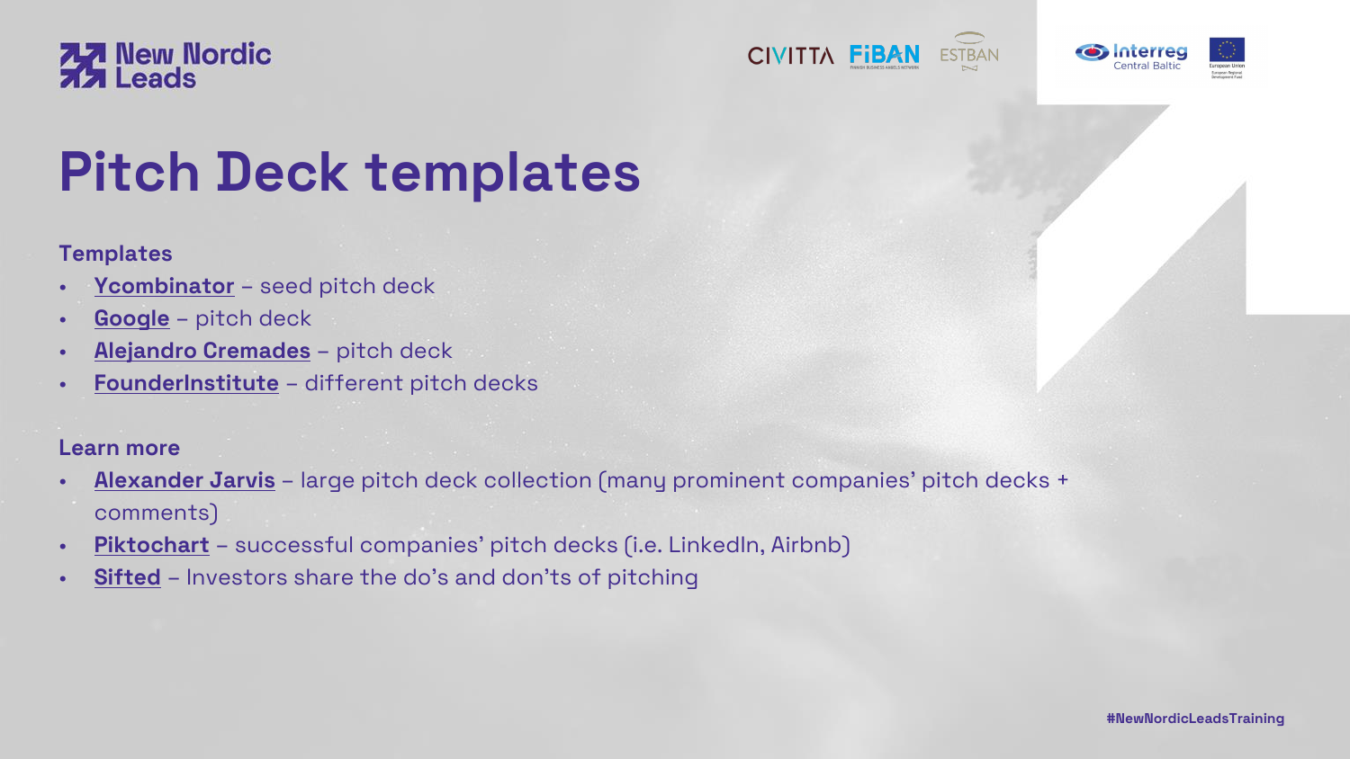# Pitch Deck templates

**Templates**

- **Ycombinator** – seed pitch deck
- **Google** – pitch deck
- **Alejandro Cremades** – pitch deck
- **FounderInstitute** – different pitch decks

**Learn more**

- **Alexander Jarvis** – large pitch deck collection (many prominent companies' pitch decks + comments)
- **Piktochart** – successful companies' pitch decks (i.e. LinkedIn, Airbnb)
- **Sifted** – Investors share the do's and don'ts of pitching

#NewNordicLeadsTraining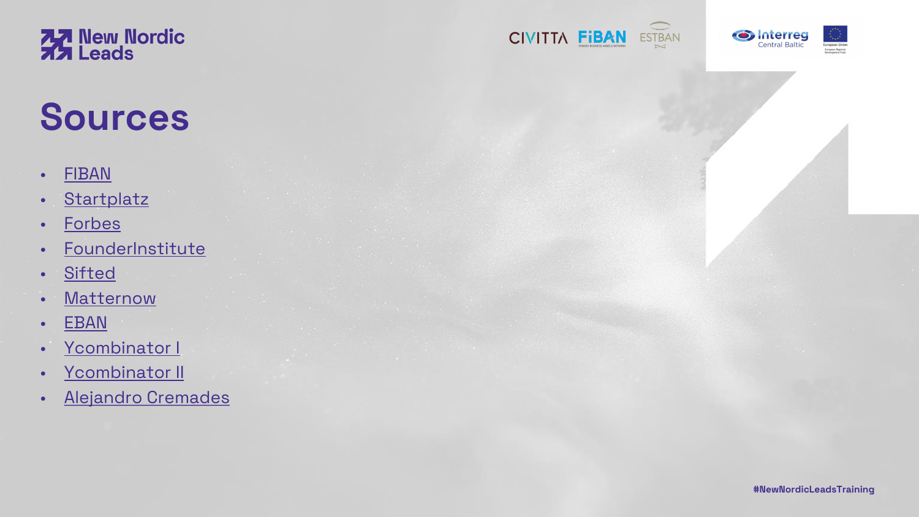# Sources

- FIBAN
- Startplatz
- Forbes
- FounderInstitute
- Sifted
- Matternow
- EBAN
- Ycombinator I
- Ycombinator II
- Alejandro Cremades

#NewNordicLeadsTraining